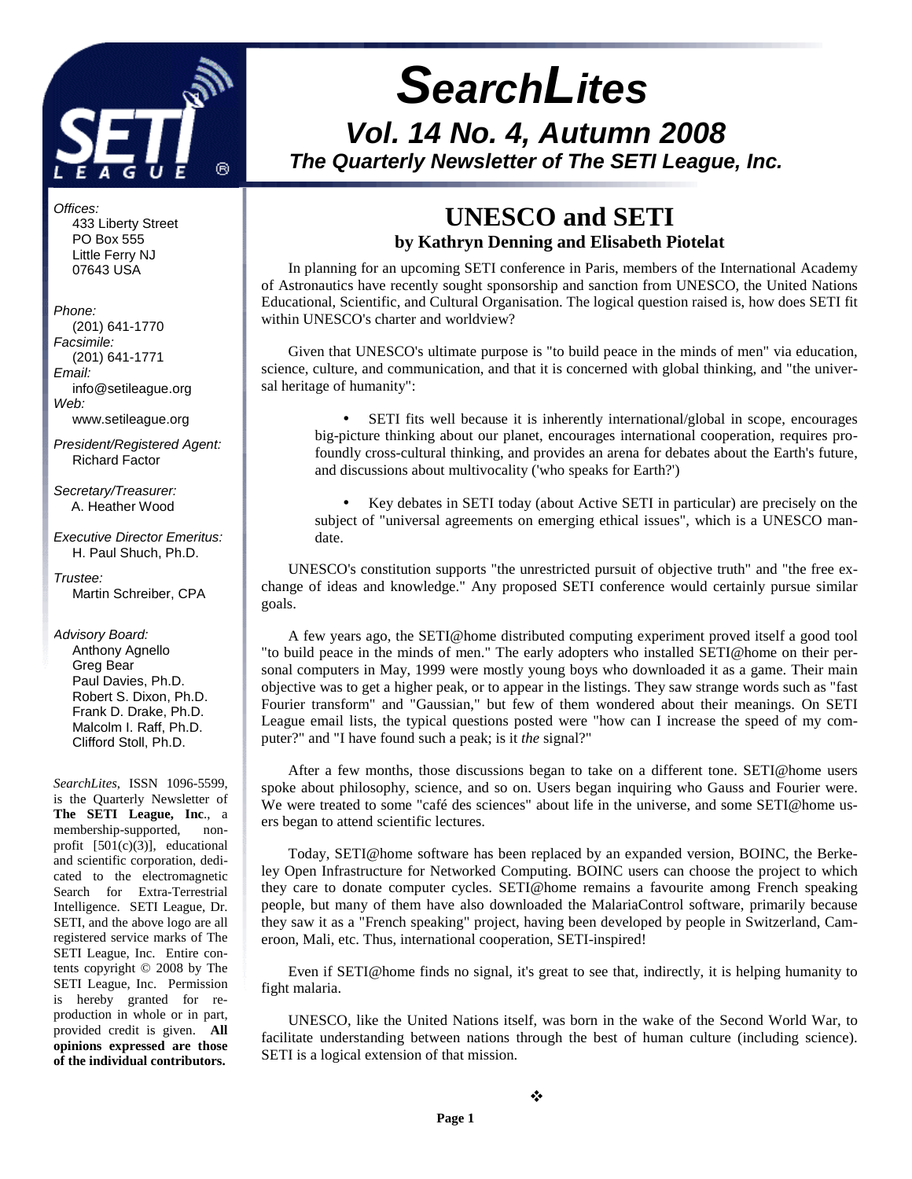# *SearchLites*

## *Vol. 14 No. 4, Autumn 2008*

### *The Quarterly Newsletter of The SETI League, Inc.*

*Offices:*
433 Liberty Street
PO Box 555
Little Ferry NJ
07643 USA

*Phone:*
(201) 641-1770
*Facsimile:*
(201) 641-1771
*Email:*
info@setileague.org
*Web:*
www.setileague.org

*President/Registered Agent:*
Richard Factor

*Secretary/Treasurer:*
A. Heather Wood

*Executive Director Emeritus:*
H. Paul Shuch, Ph.D.

*Trustee:*
Martin Schreiber, CPA

*Advisory Board:*
Anthony Agnello
Greg Bear
Paul Davies, Ph.D.
Robert S. Dixon, Ph.D.
Frank D. Drake, Ph.D.
Malcolm I. Raff, Ph.D.
Clifford Stoll, Ph.D.

*SearchLites*, ISSN 1096-5599, is the Quarterly Newsletter of **The SETI League, Inc**., a membership-supported, non-profit [501(c)(3)], educational and scientific corporation, dedicated to the electromagnetic Search for Extra-Terrestrial Intelligence. SETI League, Dr. SETI, and the above logo are all registered service marks of The SETI League, Inc. Entire contents copyright © 2008 by The SETI League, Inc. Permission is hereby granted for reproduction in whole or in part, provided credit is given. **All opinions expressed are those of the individual contributors.**

## UNESCO and SETI

**by Kathryn Denning and Elisabeth Piotelat**

In planning for an upcoming SETI conference in Paris, members of the International Academy of Astronautics have recently sought sponsorship and sanction from UNESCO, the United Nations Educational, Scientific, and Cultural Organisation. The logical question raised is, how does SETI fit within UNESCO's charter and worldview?

Given that UNESCO's ultimate purpose is "to build peace in the minds of men" via education, science, culture, and communication, and that it is concerned with global thinking, and "the universal heritage of humanity":

- SETI fits well because it is inherently international/global in scope, encourages big-picture thinking about our planet, encourages international cooperation, requires profoundly cross-cultural thinking, and provides an arena for debates about the Earth's future, and discussions about multivocality ('who speaks for Earth?')

- Key debates in SETI today (about Active SETI in particular) are precisely on the subject of "universal agreements on emerging ethical issues", which is a UNESCO mandate.

UNESCO's constitution supports "the unrestricted pursuit of objective truth" and "the free exchange of ideas and knowledge." Any proposed SETI conference would certainly pursue similar goals.

A few years ago, the SETI@home distributed computing experiment proved itself a good tool "to build peace in the minds of men." The early adopters who installed SETI@home on their personal computers in May, 1999 were mostly young boys who downloaded it as a game. Their main objective was to get a higher peak, or to appear in the listings. They saw strange words such as "fast Fourier transform" and "Gaussian," but few of them wondered about their meanings. On SETI League email lists, the typical questions posted were "how can I increase the speed of my computer?" and "I have found such a peak; is it *the* signal?"

After a few months, those discussions began to take on a different tone. SETI@home users spoke about philosophy, science, and so on. Users began inquiring who Gauss and Fourier were. We were treated to some "café des sciences" about life in the universe, and some SETI@home users began to attend scientific lectures.

Today, SETI@home software has been replaced by an expanded version, BOINC, the Berkeley Open Infrastructure for Networked Computing. BOINC users can choose the project to which they care to donate computer cycles. SETI@home remains a favourite among French speaking people, but many of them have also downloaded the MalariaControl software, primarily because they saw it as a "French speaking" project, having been developed by people in Switzerland, Cameroon, Mali, etc. Thus, international cooperation, SETI-inspired!

Even if SETI@home finds no signal, it's great to see that, indirectly, it is helping humanity to fight malaria.

UNESCO, like the United Nations itself, was born in the wake of the Second World War, to facilitate understanding between nations through the best of human culture (including science). SETI is a logical extension of that mission.

❖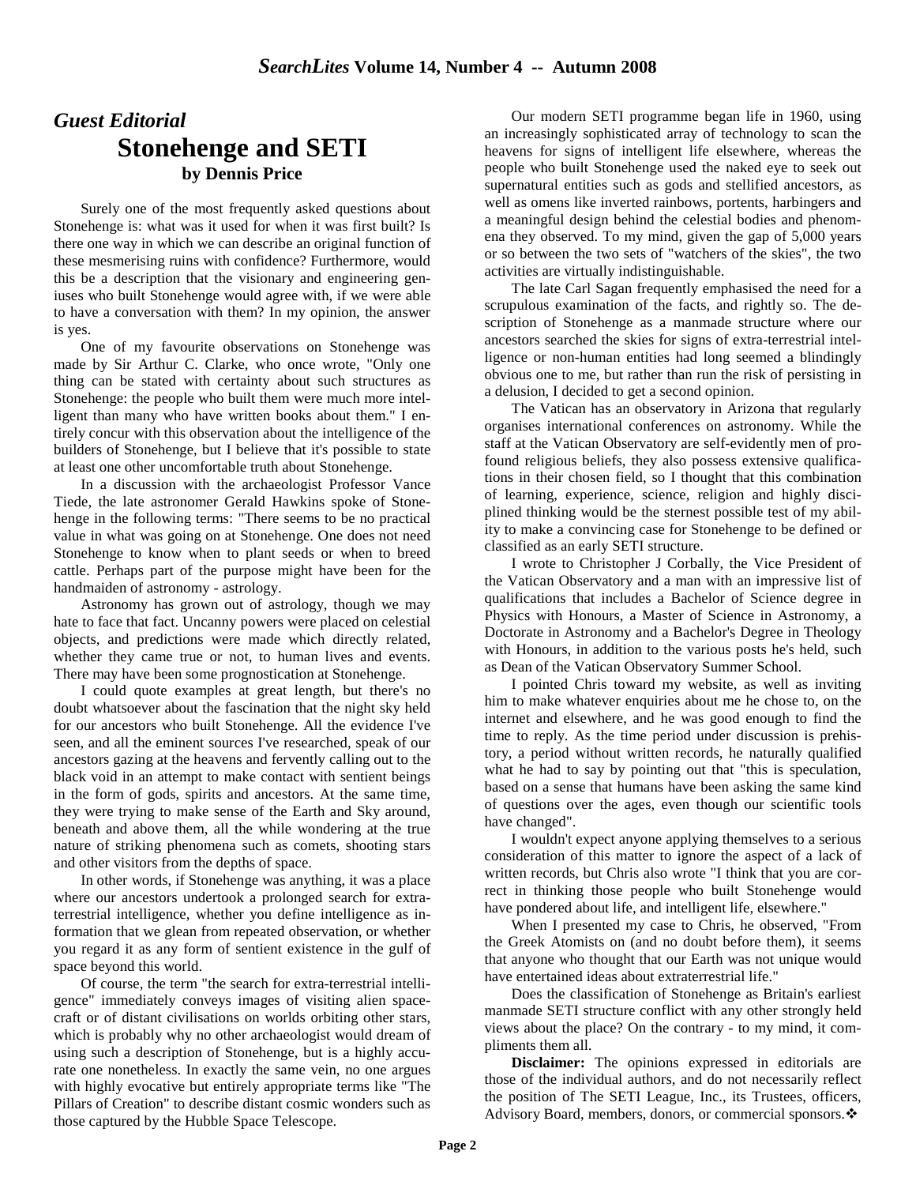## *Guest Editorial*

# Stonehenge and SETI

### by Dennis Price

Surely one of the most frequently asked questions about Stonehenge is: what was it used for when it was first built? Is there one way in which we can describe an original function of these mesmerising ruins with confidence? Furthermore, would this be a description that the visionary and engineering geniuses who built Stonehenge would agree with, if we were able to have a conversation with them? In my opinion, the answer is yes.

One of my favourite observations on Stonehenge was made by Sir Arthur C. Clarke, who once wrote, "Only one thing can be stated with certainty about such structures as Stonehenge: the people who built them were much more intelligent than many who have written books about them." I entirely concur with this observation about the intelligence of the builders of Stonehenge, but I believe that it's possible to state at least one other uncomfortable truth about Stonehenge.

In a discussion with the archaeologist Professor Vance Tiede, the late astronomer Gerald Hawkins spoke of Stonehenge in the following terms: "There seems to be no practical value in what was going on at Stonehenge. One does not need Stonehenge to know when to plant seeds or when to breed cattle. Perhaps part of the purpose might have been for the handmaiden of astronomy - astrology.

Astronomy has grown out of astrology, though we may hate to face that fact. Uncanny powers were placed on celestial objects, and predictions were made which directly related, whether they came true or not, to human lives and events. There may have been some prognostication at Stonehenge.

I could quote examples at great length, but there's no doubt whatsoever about the fascination that the night sky held for our ancestors who built Stonehenge. All the evidence I've seen, and all the eminent sources I've researched, speak of our ancestors gazing at the heavens and fervently calling out to the black void in an attempt to make contact with sentient beings in the form of gods, spirits and ancestors. At the same time, they were trying to make sense of the Earth and Sky around, beneath and above them, all the while wondering at the true nature of striking phenomena such as comets, shooting stars and other visitors from the depths of space.

In other words, if Stonehenge was anything, it was a place where our ancestors undertook a prolonged search for extraterrestrial intelligence, whether you define intelligence as information that we glean from repeated observation, or whether you regard it as any form of sentient existence in the gulf of space beyond this world.

Of course, the term "the search for extra-terrestrial intelligence" immediately conveys images of visiting alien spacecraft or of distant civilisations on worlds orbiting other stars, which is probably why no other archaeologist would dream of using such a description of Stonehenge, but is a highly accurate one nonetheless. In exactly the same vein, no one argues with highly evocative but entirely appropriate terms like "The Pillars of Creation" to describe distant cosmic wonders such as those captured by the Hubble Space Telescope.

Our modern SETI programme began life in 1960, using an increasingly sophisticated array of technology to scan the heavens for signs of intelligent life elsewhere, whereas the people who built Stonehenge used the naked eye to seek out supernatural entities such as gods and stellified ancestors, as well as omens like inverted rainbows, portents, harbingers and a meaningful design behind the celestial bodies and phenomena they observed. To my mind, given the gap of 5,000 years or so between the two sets of "watchers of the skies", the two activities are virtually indistinguishable.

The late Carl Sagan frequently emphasised the need for a scrupulous examination of the facts, and rightly so. The description of Stonehenge as a manmade structure where our ancestors searched the skies for signs of extra-terrestrial intelligence or non-human entities had long seemed a blindingly obvious one to me, but rather than run the risk of persisting in a delusion, I decided to get a second opinion.

The Vatican has an observatory in Arizona that regularly organises international conferences on astronomy. While the staff at the Vatican Observatory are self-evidently men of profound religious beliefs, they also possess extensive qualifications in their chosen field, so I thought that this combination of learning, experience, science, religion and highly disciplined thinking would be the sternest possible test of my ability to make a convincing case for Stonehenge to be defined or classified as an early SETI structure.

I wrote to Christopher J Corbally, the Vice President of the Vatican Observatory and a man with an impressive list of qualifications that includes a Bachelor of Science degree in Physics with Honours, a Master of Science in Astronomy, a Doctorate in Astronomy and a Bachelor's Degree in Theology with Honours, in addition to the various posts he's held, such as Dean of the Vatican Observatory Summer School.

I pointed Chris toward my website, as well as inviting him to make whatever enquiries about me he chose to, on the internet and elsewhere, and he was good enough to find the time to reply. As the time period under discussion is prehistory, a period without written records, he naturally qualified what he had to say by pointing out that "this is speculation, based on a sense that humans have been asking the same kind of questions over the ages, even though our scientific tools have changed".

I wouldn't expect anyone applying themselves to a serious consideration of this matter to ignore the aspect of a lack of written records, but Chris also wrote "I think that you are correct in thinking those people who built Stonehenge would have pondered about life, and intelligent life, elsewhere."

When I presented my case to Chris, he observed, "From the Greek Atomists on (and no doubt before them), it seems that anyone who thought that our Earth was not unique would have entertained ideas about extraterrestrial life."

Does the classification of Stonehenge as Britain's earliest manmade SETI structure conflict with any other strongly held views about the place? On the contrary - to my mind, it compliments them all.

**Disclaimer:** The opinions expressed in editorials are those of the individual authors, and do not necessarily reflect the position of The SETI League, Inc., its Trustees, officers, Advisory Board, members, donors, or commercial sponsors.❖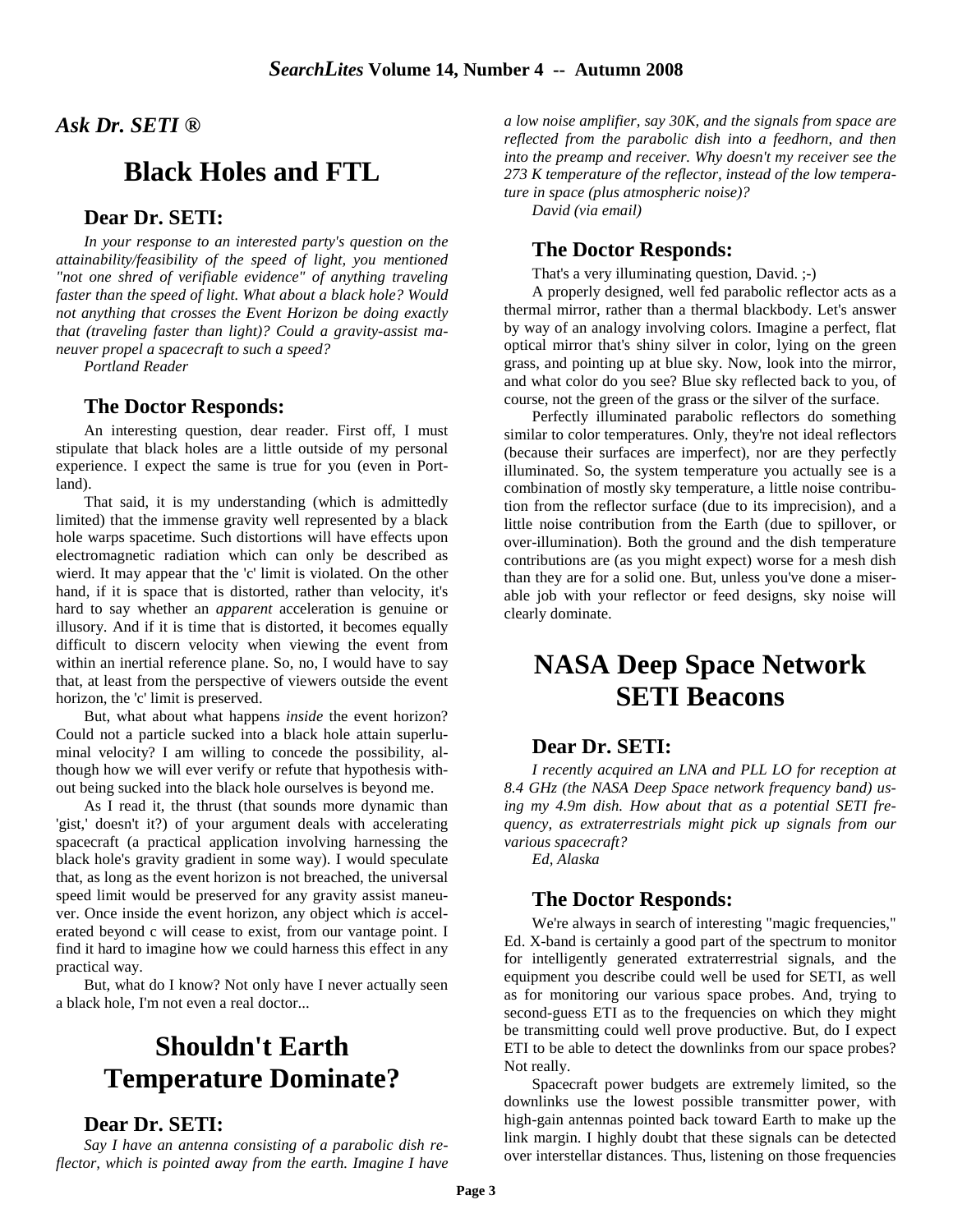*Ask Dr. SETI ®*

# Black Holes and FTL

### Dear Dr. SETI:

*In your response to an interested party's question on the attainability/feasibility of the speed of light, you mentioned "not one shred of verifiable evidence" of anything traveling faster than the speed of light. What about a black hole? Would not anything that crosses the Event Horizon be doing exactly that (traveling faster than light)? Could a gravity-assist maneuver propel a spacecraft to such a speed?*

*Portland Reader*

### The Doctor Responds:

An interesting question, dear reader. First off, I must stipulate that black holes are a little outside of my personal experience. I expect the same is true for you (even in Portland).

That said, it is my understanding (which is admittedly limited) that the immense gravity well represented by a black hole warps spacetime. Such distortions will have effects upon electromagnetic radiation which can only be described as wierd. It may appear that the 'c' limit is violated. On the other hand, if it is space that is distorted, rather than velocity, it's hard to say whether an *apparent* acceleration is genuine or illusory. And if it is time that is distorted, it becomes equally difficult to discern velocity when viewing the event from within an inertial reference plane. So, no, I would have to say that, at least from the perspective of viewers outside the event horizon, the 'c' limit is preserved.

But, what about what happens *inside* the event horizon? Could not a particle sucked into a black hole attain superluminal velocity? I am willing to concede the possibility, although how we will ever verify or refute that hypothesis without being sucked into the black hole ourselves is beyond me.

As I read it, the thrust (that sounds more dynamic than 'gist,' doesn't it?) of your argument deals with accelerating spacecraft (a practical application involving harnessing the black hole's gravity gradient in some way). I would speculate that, as long as the event horizon is not breached, the universal speed limit would be preserved for any gravity assist maneuver. Once inside the event horizon, any object which *is* accelerated beyond c will cease to exist, from our vantage point. I find it hard to imagine how we could harness this effect in any practical way.

But, what do I know? Not only have I never actually seen a black hole, I'm not even a real doctor...

# Shouldn't Earth Temperature Dominate?

### Dear Dr. SETI:

*Say I have an antenna consisting of a parabolic dish reflector, which is pointed away from the earth. Imagine I have a low noise amplifier, say 30K, and the signals from space are reflected from the parabolic dish into a feedhorn, and then into the preamp and receiver. Why doesn't my receiver see the 273 K temperature of the reflector, instead of the low temperature in space (plus atmospheric noise)?*

*David (via email)*

### The Doctor Responds:

That's a very illuminating question, David. ;-)

A properly designed, well fed parabolic reflector acts as a thermal mirror, rather than a thermal blackbody. Let's answer by way of an analogy involving colors. Imagine a perfect, flat optical mirror that's shiny silver in color, lying on the green grass, and pointing up at blue sky. Now, look into the mirror, and what color do you see? Blue sky reflected back to you, of course, not the green of the grass or the silver of the surface.

Perfectly illuminated parabolic reflectors do something similar to color temperatures. Only, they're not ideal reflectors (because their surfaces are imperfect), nor are they perfectly illuminated. So, the system temperature you actually see is a combination of mostly sky temperature, a little noise contribution from the reflector surface (due to its imprecision), and a little noise contribution from the Earth (due to spillover, or over-illumination). Both the ground and the dish temperature contributions are (as you might expect) worse for a mesh dish than they are for a solid one. But, unless you've done a miserable job with your reflector or feed designs, sky noise will clearly dominate.

# NASA Deep Space Network SETI Beacons

### Dear Dr. SETI:

*I recently acquired an LNA and PLL LO for reception at 8.4 GHz (the NASA Deep Space network frequency band) using my 4.9m dish. How about that as a potential SETI frequency, as extraterrestrials might pick up signals from our various spacecraft?*

*Ed, Alaska*

### The Doctor Responds:

We're always in search of interesting "magic frequencies," Ed. X-band is certainly a good part of the spectrum to monitor for intelligently generated extraterrestrial signals, and the equipment you describe could well be used for SETI, as well as for monitoring our various space probes. And, trying to second-guess ETI as to the frequencies on which they might be transmitting could well prove productive. But, do I expect ETI to be able to detect the downlinks from our space probes? Not really.

Spacecraft power budgets are extremely limited, so the downlinks use the lowest possible transmitter power, with high-gain antennas pointed back toward Earth to make up the link margin. I highly doubt that these signals can be detected over interstellar distances. Thus, listening on those frequencies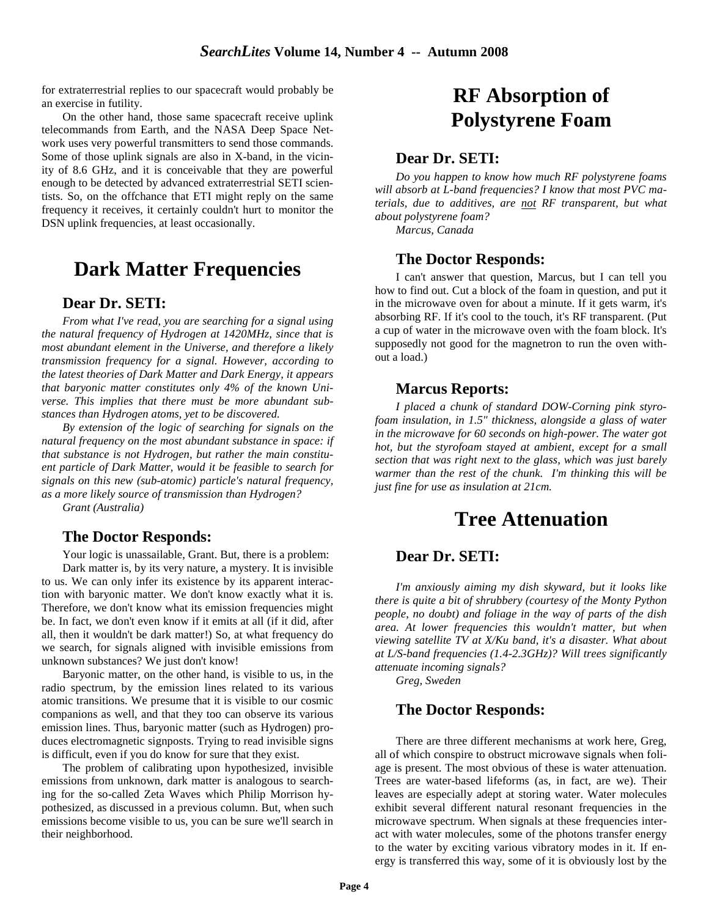for extraterrestrial replies to our spacecraft would probably be an exercise in futility.

On the other hand, those same spacecraft receive uplink telecommands from Earth, and the NASA Deep Space Network uses very powerful transmitters to send those commands. Some of those uplink signals are also in X-band, in the vicinity of 8.6 GHz, and it is conceivable that they are powerful enough to be detected by advanced extraterrestrial SETI scientists. So, on the offchance that ETI might reply on the same frequency it receives, it certainly couldn't hurt to monitor the DSN uplink frequencies, at least occasionally.

# Dark Matter Frequencies

## Dear Dr. SETI:

*From what I've read, you are searching for a signal using the natural frequency of Hydrogen at 1420MHz, since that is most abundant element in the Universe, and therefore a likely transmission frequency for a signal. However, according to the latest theories of Dark Matter and Dark Energy, it appears that baryonic matter constitutes only 4% of the known Universe. This implies that there must be more abundant substances than Hydrogen atoms, yet to be discovered.*

*By extension of the logic of searching for signals on the natural frequency on the most abundant substance in space: if that substance is not Hydrogen, but rather the main constituent particle of Dark Matter, would it be feasible to search for signals on this new (sub-atomic) particle's natural frequency, as a more likely source of transmission than Hydrogen?*

*Grant (Australia)*

## The Doctor Responds:

Your logic is unassailable, Grant. But, there is a problem:

Dark matter is, by its very nature, a mystery. It is invisible to us. We can only infer its existence by its apparent interaction with baryonic matter. We don't know exactly what it is. Therefore, we don't know what its emission frequencies might be. In fact, we don't even know if it emits at all (if it did, after all, then it wouldn't be dark matter!) So, at what frequency do we search, for signals aligned with invisible emissions from unknown substances? We just don't know!

Baryonic matter, on the other hand, is visible to us, in the radio spectrum, by the emission lines related to its various atomic transitions. We presume that it is visible to our cosmic companions as well, and that they too can observe its various emission lines. Thus, baryonic matter (such as Hydrogen) produces electromagnetic signposts. Trying to read invisible signs is difficult, even if you do know for sure that they exist.

The problem of calibrating upon hypothesized, invisible emissions from unknown, dark matter is analogous to searching for the so-called Zeta Waves which Philip Morrison hypothesized, as discussed in a previous column. But, when such emissions become visible to us, you can be sure we'll search in their neighborhood.

# RF Absorption of Polystyrene Foam

## Dear Dr. SETI:

*Do you happen to know how much RF polystyrene foams will absorb at L-band frequencies? I know that most PVC materials, due to additives, are not RF transparent, but what about polystyrene foam?*

*Marcus, Canada*

## The Doctor Responds:

I can't answer that question, Marcus, but I can tell you how to find out. Cut a block of the foam in question, and put it in the microwave oven for about a minute. If it gets warm, it's absorbing RF. If it's cool to the touch, it's RF transparent. (Put a cup of water in the microwave oven with the foam block. It's supposedly not good for the magnetron to run the oven without a load.)

## Marcus Reports:

*I placed a chunk of standard DOW-Corning pink styrofoam insulation, in 1.5" thickness, alongside a glass of water in the microwave for 60 seconds on high-power. The water got hot, but the styrofoam stayed at ambient, except for a small section that was right next to the glass, which was just barely warmer than the rest of the chunk. I'm thinking this will be just fine for use as insulation at 21cm.*

# Tree Attenuation

## Dear Dr. SETI:

*I'm anxiously aiming my dish skyward, but it looks like there is quite a bit of shrubbery (courtesy of the Monty Python people, no doubt) and foliage in the way of parts of the dish area. At lower frequencies this wouldn't matter, but when viewing satellite TV at X/Ku band, it's a disaster. What about at L/S-band frequencies (1.4-2.3GHz)? Will trees significantly attenuate incoming signals?*

*Greg, Sweden*

## The Doctor Responds:

There are three different mechanisms at work here, Greg, all of which conspire to obstruct microwave signals when foliage is present. The most obvious of these is water attenuation. Trees are water-based lifeforms (as, in fact, are we). Their leaves are especially adept at storing water. Water molecules exhibit several different natural resonant frequencies in the microwave spectrum. When signals at these frequencies interact with water molecules, some of the photons transfer energy to the water by exciting various vibratory modes in it. If energy is transferred this way, some of it is obviously lost by the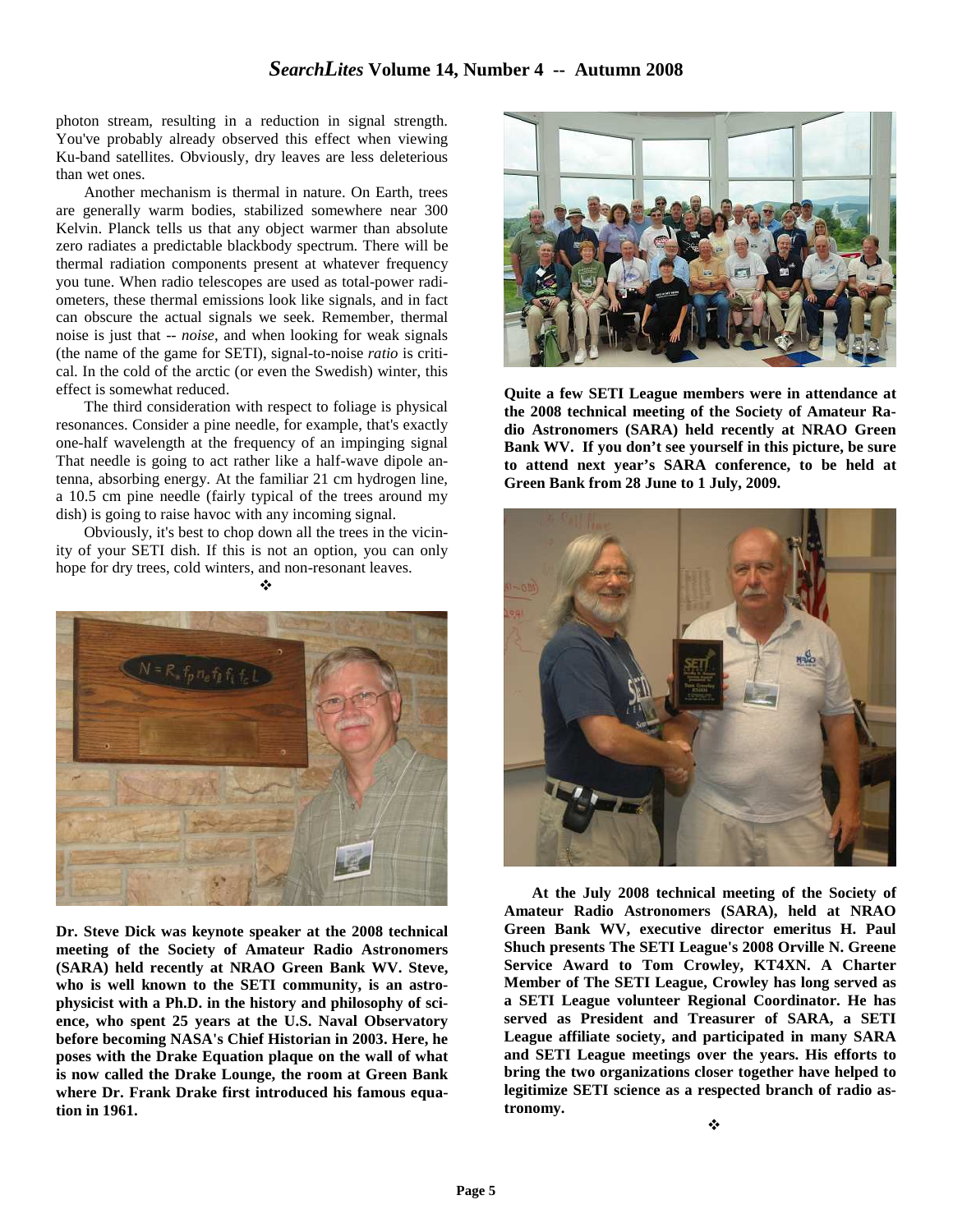photon stream, resulting in a reduction in signal strength. You've probably already observed this effect when viewing Ku-band satellites. Obviously, dry leaves are less deleterious than wet ones.

Another mechanism is thermal in nature. On Earth, trees are generally warm bodies, stabilized somewhere near 300 Kelvin. Planck tells us that any object warmer than absolute zero radiates a predictable blackbody spectrum. There will be thermal radiation components present at whatever frequency you tune. When radio telescopes are used as total-power radiometers, these thermal emissions look like signals, and in fact can obscure the actual signals we seek. Remember, thermal noise is just that -- *noise*, and when looking for weak signals (the name of the game for SETI), signal-to-noise *ratio* is critical. In the cold of the arctic (or even the Swedish) winter, this effect is somewhat reduced.

The third consideration with respect to foliage is physical resonances. Consider a pine needle, for example, that's exactly one-half wavelength at the frequency of an impinging signal That needle is going to act rather like a half-wave dipole antenna, absorbing energy. At the familiar 21 cm hydrogen line, a 10.5 cm pine needle (fairly typical of the trees around my dish) is going to raise havoc with any incoming signal.

Obviously, it's best to chop down all the trees in the vicinity of your SETI dish. If this is not an option, you can only hope for dry trees, cold winters, and non-resonant leaves.

❖

**Dr. Steve Dick was keynote speaker at the 2008 technical meeting of the Society of Amateur Radio Astronomers (SARA) held recently at NRAO Green Bank WV. Steve, who is well known to the SETI community, is an astrophysicist with a Ph.D. in the history and philosophy of science, who spent 25 years at the U.S. Naval Observatory before becoming NASA's Chief Historian in 2003. Here, he poses with the Drake Equation plaque on the wall of what is now called the Drake Lounge, the room at Green Bank where Dr. Frank Drake first introduced his famous equation in 1961.**

**Quite a few SETI League members were in attendance at the 2008 technical meeting of the Society of Amateur Radio Astronomers (SARA) held recently at NRAO Green Bank WV. If you don't see yourself in this picture, be sure to attend next year's SARA conference, to be held at Green Bank from 28 June to 1 July, 2009.**

**At the July 2008 technical meeting of the Society of Amateur Radio Astronomers (SARA), held at NRAO Green Bank WV, executive director emeritus H. Paul Shuch presents The SETI League's 2008 Orville N. Greene Service Award to Tom Crowley, KT4XN. A Charter Member of The SETI League, Crowley has long served as a SETI League volunteer Regional Coordinator. He has served as President and Treasurer of SARA, a SETI League affiliate society, and participated in many SARA and SETI League meetings over the years. His efforts to bring the two organizations closer together have helped to legitimize SETI science as a respected branch of radio astronomy.**

❖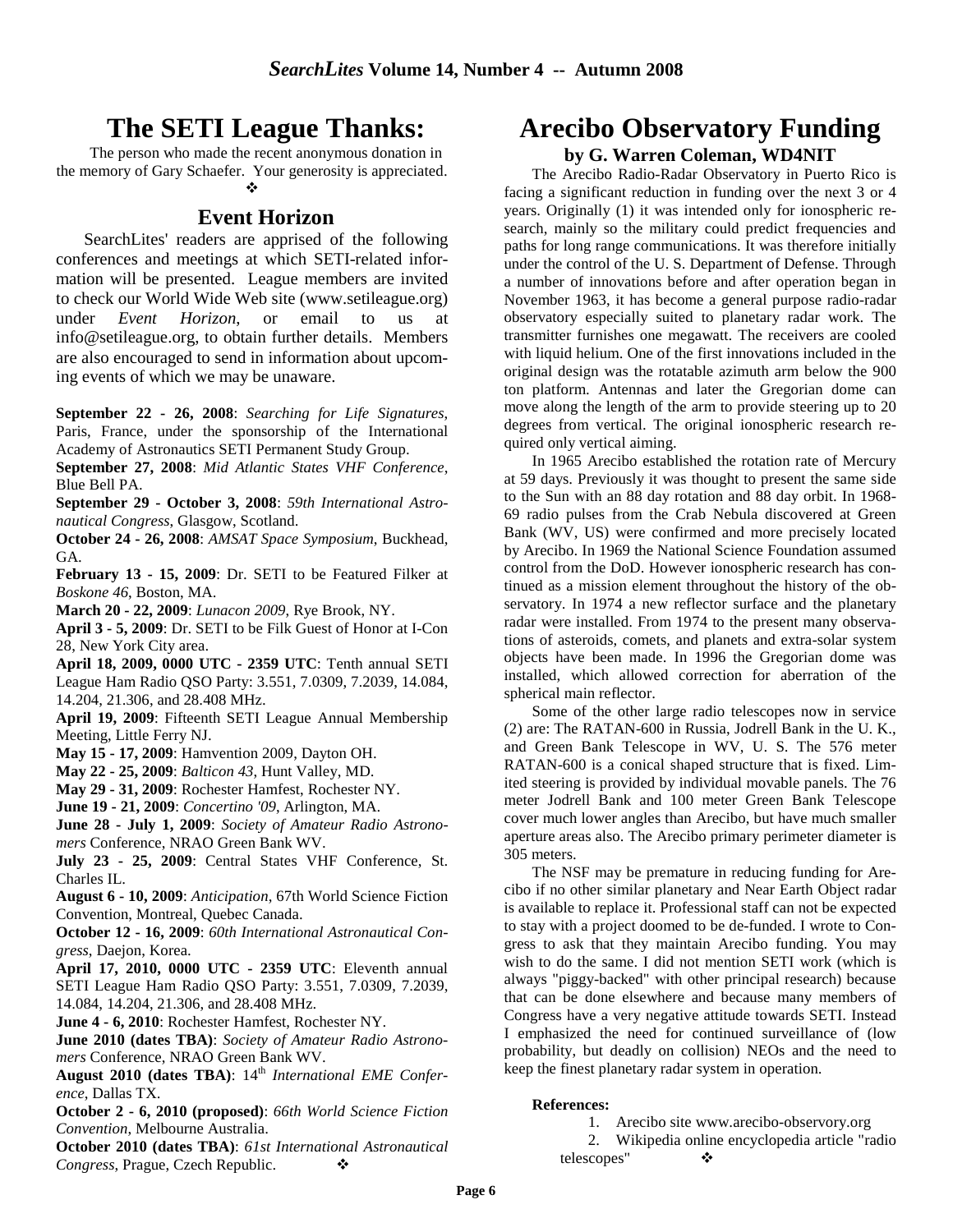# The SETI League Thanks:

The person who made the recent anonymous donation in the memory of Gary Schaefer. Your generosity is appreciated. ❖

## Event Horizon

SearchLites' readers are apprised of the following conferences and meetings at which SETI-related information will be presented. League members are invited to check our World Wide Web site (www.setileague.org) under *Event Horizon*, or email to us at info@setileague.org, to obtain further details. Members are also encouraged to send in information about upcoming events of which we may be unaware.

**September 22 - 26, 2008**: *Searching for Life Signatures*, Paris, France, under the sponsorship of the International Academy of Astronautics SETI Permanent Study Group.

**September 27, 2008**: *Mid Atlantic States VHF Conference*, Blue Bell PA.

**September 29 - October 3, 2008**: *59th International Astronautical Congress*, Glasgow, Scotland.

**October 24 - 26, 2008**: *AMSAT Space Symposium*, Buckhead, GA.

**February 13 - 15, 2009**: Dr. SETI to be Featured Filker at *Boskone 46*, Boston, MA.

**March 20 - 22, 2009**: *Lunacon 2009*, Rye Brook, NY.

**April 3 - 5, 2009**: Dr. SETI to be Filk Guest of Honor at I-Con 28, New York City area.

**April 18, 2009, 0000 UTC - 2359 UTC**: Tenth annual SETI League Ham Radio QSO Party: 3.551, 7.0309, 7.2039, 14.084, 14.204, 21.306, and 28.408 MHz.

**April 19, 2009**: Fifteenth SETI League Annual Membership Meeting, Little Ferry NJ.

**May 15 - 17, 2009**: Hamvention 2009, Dayton OH.

**May 22 - 25, 2009**: *Balticon 43*, Hunt Valley, MD.

**May 29 - 31, 2009**: Rochester Hamfest, Rochester NY.

**June 19 - 21, 2009**: *Concertino '09*, Arlington, MA.

**June 28 - July 1, 2009**: *Society of Amateur Radio Astronomers* Conference, NRAO Green Bank WV.

**July 23 - 25, 2009**: Central States VHF Conference, St. Charles IL.

**August 6 - 10, 2009**: *Anticipation*, 67th World Science Fiction Convention, Montreal, Quebec Canada.

**October 12 - 16, 2009**: *60th International Astronautical Congress*, Daejon, Korea.

**April 17, 2010, 0000 UTC - 2359 UTC**: Eleventh annual SETI League Ham Radio QSO Party: 3.551, 7.0309, 7.2039, 14.084, 14.204, 21.306, and 28.408 MHz.

**June 4 - 6, 2010**: Rochester Hamfest, Rochester NY.

**June 2010 (dates TBA)**: *Society of Amateur Radio Astronomers* Conference, NRAO Green Bank WV.

**August 2010 (dates TBA)**: 14th *International EME Conference*, Dallas TX.

**October 2 - 6, 2010 (proposed)**: *66th World Science Fiction Convention*, Melbourne Australia.

**October 2010 (dates TBA)**: *61st International Astronautical Congress*, Prague, Czech Republic. ❖

# Arecibo Observatory Funding

### by G. Warren Coleman, WD4NIT

The Arecibo Radio-Radar Observatory in Puerto Rico is facing a significant reduction in funding over the next 3 or 4 years. Originally (1) it was intended only for ionospheric research, mainly so the military could predict frequencies and paths for long range communications. It was therefore initially under the control of the U. S. Department of Defense. Through a number of innovations before and after operation began in November 1963, it has become a general purpose radio-radar observatory especially suited to planetary radar work. The transmitter furnishes one megawatt. The receivers are cooled with liquid helium. One of the first innovations included in the original design was the rotatable azimuth arm below the 900 ton platform. Antennas and later the Gregorian dome can move along the length of the arm to provide steering up to 20 degrees from vertical. The original ionospheric research required only vertical aiming.

In 1965 Arecibo established the rotation rate of Mercury at 59 days. Previously it was thought to present the same side to the Sun with an 88 day rotation and 88 day orbit. In 1968-69 radio pulses from the Crab Nebula discovered at Green Bank (WV, US) were confirmed and more precisely located by Arecibo. In 1969 the National Science Foundation assumed control from the DoD. However ionospheric research has continued as a mission element throughout the history of the observatory. In 1974 a new reflector surface and the planetary radar were installed. From 1974 to the present many observations of asteroids, comets, and planets and extra-solar system objects have been made. In 1996 the Gregorian dome was installed, which allowed correction for aberration of the spherical main reflector.

Some of the other large radio telescopes now in service (2) are: The RATAN-600 in Russia, Jodrell Bank in the U. K., and Green Bank Telescope in WV, U. S. The 576 meter RATAN-600 is a conical shaped structure that is fixed. Limited steering is provided by individual movable panels. The 76 meter Jodrell Bank and 100 meter Green Bank Telescope cover much lower angles than Arecibo, but have much smaller aperture areas also. The Arecibo primary perimeter diameter is 305 meters.

The NSF may be premature in reducing funding for Arecibo if no other similar planetary and Near Earth Object radar is available to replace it. Professional staff can not be expected to stay with a project doomed to be de-funded. I wrote to Congress to ask that they maintain Arecibo funding. You may wish to do the same. I did not mention SETI work (which is always "piggy-backed" with other principal research) because that can be done elsewhere and because many members of Congress have a very negative attitude towards SETI. Instead I emphasized the need for continued surveillance of (low probability, but deadly on collision) NEOs and the need to keep the finest planetary radar system in operation.

**References:**

1. Arecibo site www.arecibo-observory.org
2. Wikipedia online encyclopedia article "radio telescopes" ❖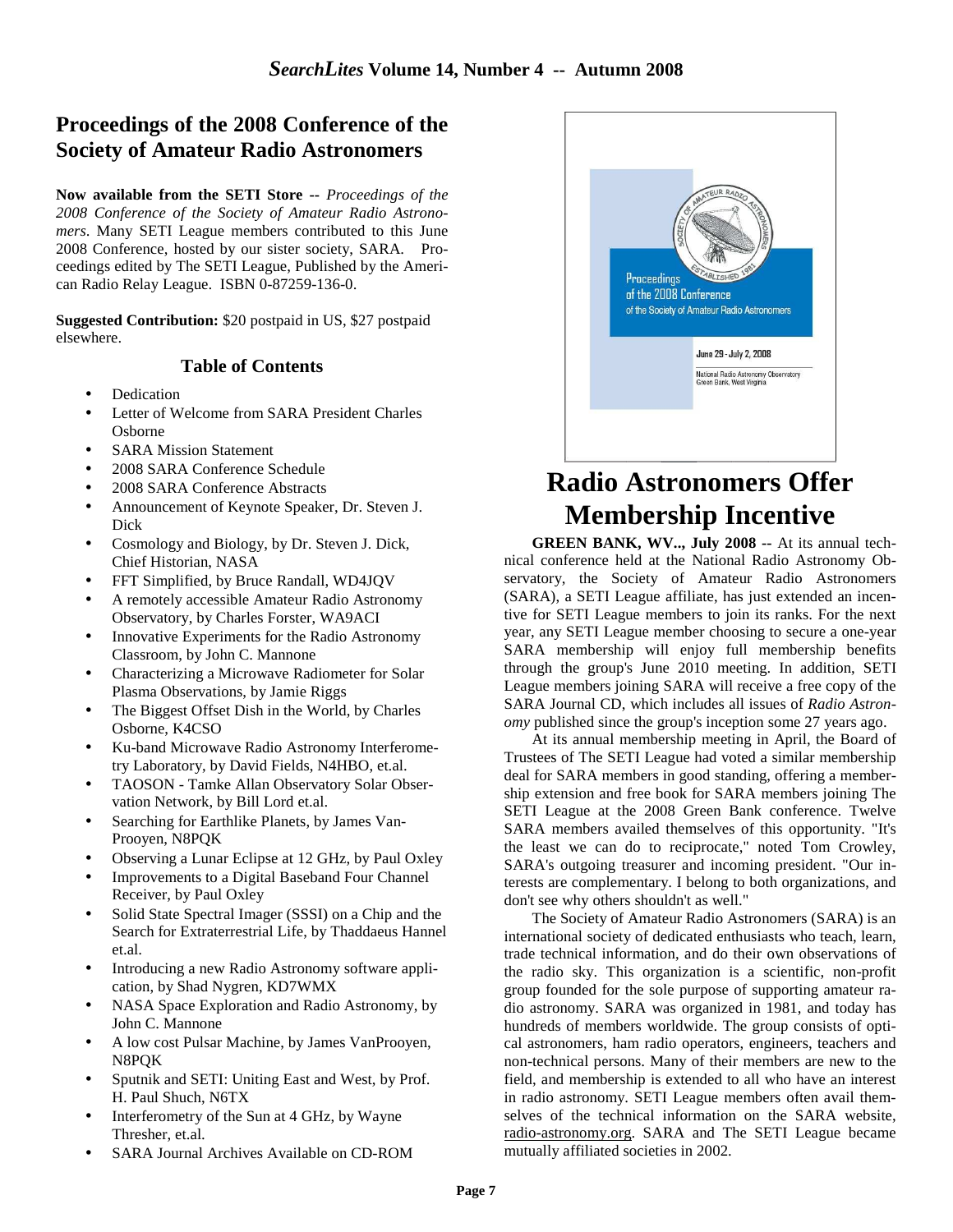## Proceedings of the 2008 Conference of the Society of Amateur Radio Astronomers

**Now available from the SETI Store --** *Proceedings of the 2008 Conference of the Society of Amateur Radio Astronomers*. Many SETI League members contributed to this June 2008 Conference, hosted by our sister society, SARA. Proceedings edited by The SETI League, Published by the American Radio Relay League. ISBN 0-87259-136-0.

**Suggested Contribution:** $20 postpaid in US, $27 postpaid elsewhere.

### Table of Contents

- Dedication
- Letter of Welcome from SARA President Charles Osborne
- SARA Mission Statement
- 2008 SARA Conference Schedule
- 2008 SARA Conference Abstracts
- Announcement of Keynote Speaker, Dr. Steven J. Dick
- Cosmology and Biology, by Dr. Steven J. Dick, Chief Historian, NASA
- FFT Simplified, by Bruce Randall, WD4JQV
- A remotely accessible Amateur Radio Astronomy Observatory, by Charles Forster, WA9ACI
- Innovative Experiments for the Radio Astronomy Classroom, by John C. Mannone
- Characterizing a Microwave Radiometer for Solar Plasma Observations, by Jamie Riggs
- The Biggest Offset Dish in the World, by Charles Osborne, K4CSO
- Ku-band Microwave Radio Astronomy Interferometry Laboratory, by David Fields, N4HBO, et.al.
- TAOSON - Tamke Allan Observatory Solar Observation Network, by Bill Lord et.al.
- Searching for Earthlike Planets, by James VanProoyen, N8PQK
- Observing a Lunar Eclipse at 12 GHz, by Paul Oxley
- Improvements to a Digital Baseband Four Channel Receiver, by Paul Oxley
- Solid State Spectral Imager (SSSI) on a Chip and the Search for Extraterrestrial Life, by Thaddaeus Hannel et.al.
- Introducing a new Radio Astronomy software application, by Shad Nygren, KD7WMX
- NASA Space Exploration and Radio Astronomy, by John C. Mannone
- A low cost Pulsar Machine, by James VanProoyen, N8PQK
- Sputnik and SETI: Uniting East and West, by Prof. H. Paul Shuch, N6TX
- Interferometry of the Sun at 4 GHz, by Wayne Thresher, et.al.
- SARA Journal Archives Available on CD-ROM

## Radio Astronomers Offer Membership Incentive

**GREEN BANK, WV.., July 2008 --** At its annual technical conference held at the National Radio Astronomy Observatory, the Society of Amateur Radio Astronomers (SARA), a SETI League affiliate, has just extended an incentive for SETI League members to join its ranks. For the next year, any SETI League member choosing to secure a one-year SARA membership will enjoy full membership benefits through the group's June 2010 meeting. In addition, SETI League members joining SARA will receive a free copy of the SARA Journal CD, which includes all issues of *Radio Astronomy* published since the group's inception some 27 years ago.

At its annual membership meeting in April, the Board of Trustees of The SETI League had voted a similar membership deal for SARA members in good standing, offering a membership extension and free book for SARA members joining The SETI League at the 2008 Green Bank conference. Twelve SARA members availed themselves of this opportunity. "It's the least we can do to reciprocate," noted Tom Crowley, SARA's outgoing treasurer and incoming president. "Our interests are complementary. I belong to both organizations, and don't see why others shouldn't as well."

The Society of Amateur Radio Astronomers (SARA) is an international society of dedicated enthusiasts who teach, learn, trade technical information, and do their own observations of the radio sky. This organization is a scientific, non-profit group founded for the sole purpose of supporting amateur radio astronomy. SARA was organized in 1981, and today has hundreds of members worldwide. The group consists of optical astronomers, ham radio operators, engineers, teachers and non-technical persons. Many of their members are new to the field, and membership is extended to all who have an interest in radio astronomy. SETI League members often avail themselves of the technical information on the SARA website, radio-astronomy.org. SARA and The SETI League became mutually affiliated societies in 2002.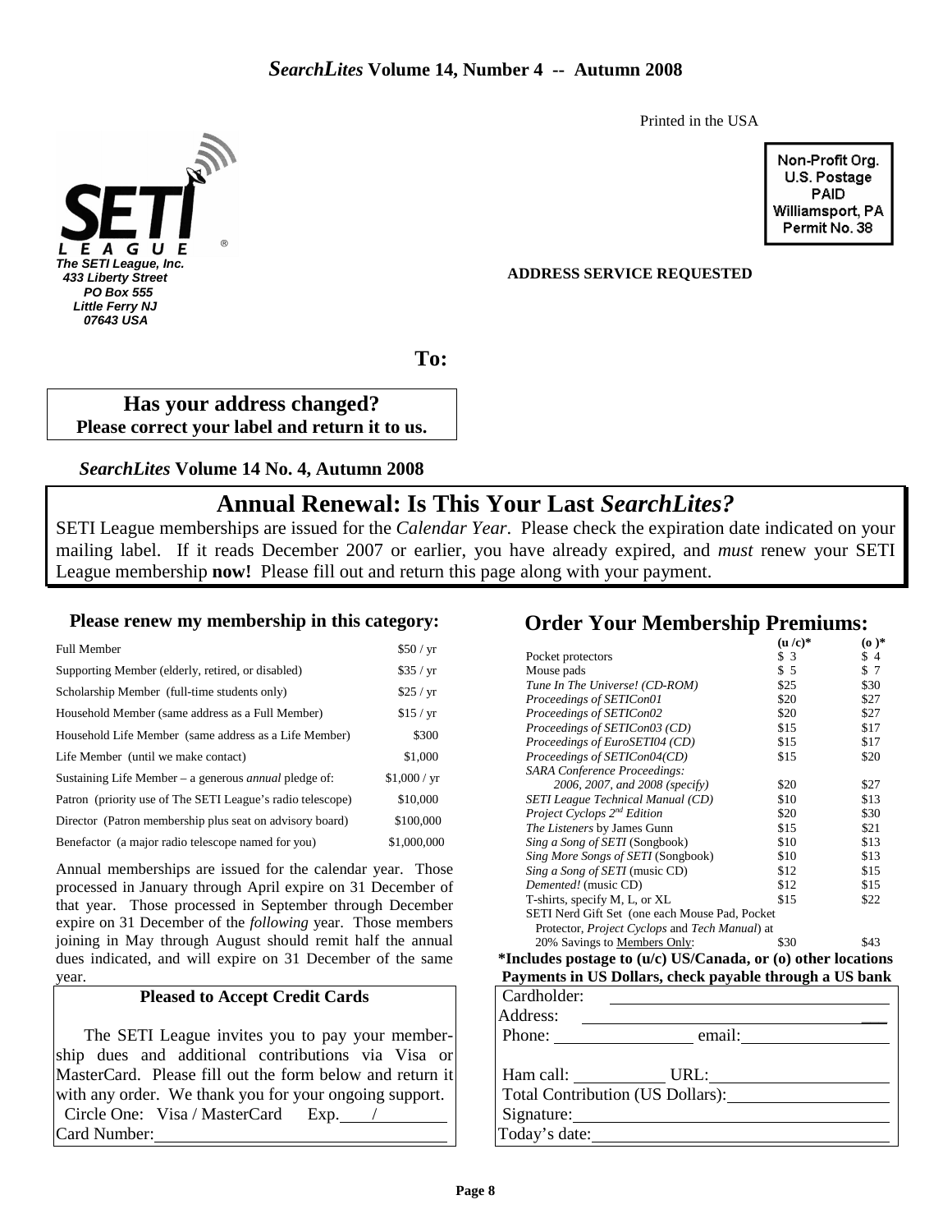# *SearchLites* Volume 14, Number 4 -- Autumn 2008

Printed in the USA

*The SETI League, Inc.*
*433 Liberty Street*
*PO Box 555*
*Little Ferry NJ*
*07643 USA*

Non-Profit Org.
U.S. Postage
PAID
Williamsport, PA
Permit No. 38

**ADDRESS SERVICE REQUESTED**

**To:**

**Has your address changed?**
**Please correct your label and return it to us.**

*SearchLites* **Volume 14 No. 4, Autumn 2008**

## Annual Renewal: Is This Your Last *SearchLites?*

SETI League memberships are issued for the *Calendar Year*. Please check the expiration date indicated on your mailing label. If it reads December 2007 or earlier, you have already expired, and *must* renew your SETI League membership **now!** Please fill out and return this page along with your payment.

### Please renew my membership in this category:

| | |
|---|---|
| Full Member | $50 / yr |
| Supporting Member (elderly, retired, or disabled) | $35 / yr |
| Scholarship Member (full-time students only) | $25 / yr |
| Household Member (same address as a Full Member) | $15 / yr |
| Household Life Member (same address as a Life Member) | $300 |
| Life Member (until we make contact) | $1,000 |
| Sustaining Life Member – a generous *annual* pledge of: | $1,000 / yr |
| Patron (priority use of The SETI League's radio telescope) | $10,000 |
| Director (Patron membership plus seat on advisory board) | $100,000 |
| Benefactor (a major radio telescope named for you) | $1,000,000 |

Annual memberships are issued for the calendar year. Those processed in January through April expire on 31 December of that year. Those processed in September through December expire on 31 December of the *following* year. Those members joining in May through August should remit half the annual dues indicated, and will expire on 31 December of the same year.

### Pleased to Accept Credit Cards

The SETI League invites you to pay your membership dues and additional contributions via Visa or MasterCard. Please fill out the form below and return it with any order. We thank you for your ongoing support.

Circle One: Visa / MasterCard Exp. ____ / ________

Card Number: ______________________________

## Order Your Membership Premiums:

| | (u /c)* | (o )* |
|---|---|---|
| Pocket protectors | $ 3 | $ 4 |
| Mouse pads | $ 5 | $ 7 |
| *Tune In The Universe! (CD-ROM)* | $25 | $30 |
| *Proceedings of SETICon01* | $20 | $27 |
| *Proceedings of SETICon02* | $20 | $27 |
| *Proceedings of SETICon03 (CD)* | $15 | $17 |
| *Proceedings of EuroSETI04 (CD)* | $15 | $17 |
| *Proceedings of SETICon04(CD)* | $15 | $20 |
| *SARA Conference Proceedings: 2006, 2007, and 2008 (specify)* | $20 | $27 |
| *SETI League Technical Manual (CD)* | $10 | $13 |
| *Project Cyclops 2nd Edition* | $20 | $30 |
| *The Listeners* by James Gunn | $15 | $21 |
| *Sing a Song of SETI* (Songbook) | $10 | $13 |
| *Sing More Songs of SETI* (Songbook) | $10 | $13 |
| *Sing a Song of SETI* (music CD) | $12 | $15 |
| *Demented!* (music CD) | $12 | $15 |
| T-shirts, specify M, L, or XL | $15 | $22 |
| SETI Nerd Gift Set (one each Mouse Pad, Pocket Protector, *Project Cyclops* and *Tech Manual*) at 20% Savings to Members Only: | $30 | $43 |

**\*Includes postage to (u/c) US/Canada, or (o) other locations**
**Payments in US Dollars, check payable through a US bank**

Cardholder: ______________________________
Address: ______________________________
Phone: ________________ email: ________________

Ham call: __________ URL: ____________________
Total Contribution (US Dollars): ________________
Signature: ______________________________
Today's date: ______________________________